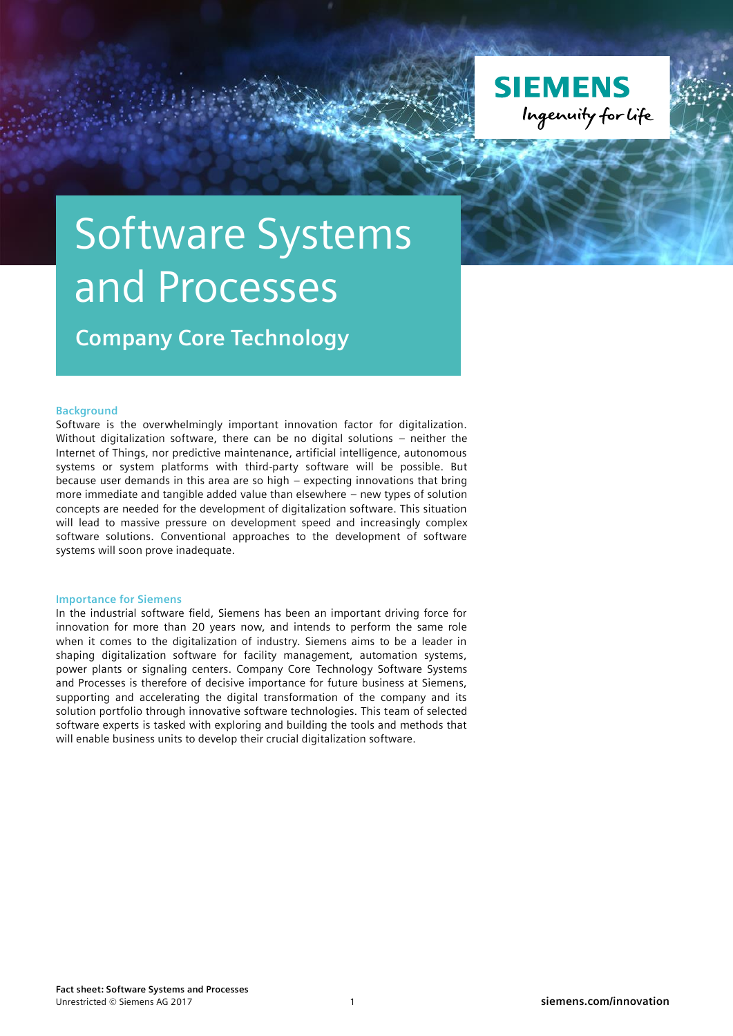SIEMENS

Ingenuity for life

# Software Systems and Processes

## Company Core Technology

### Background

Software is the overwhelmingly important innovation factor for digitalization. Without digitalization software, there can be no digital solutions – neither the Internet of Things, nor predictive maintenance, artificial intelligence, autonomous systems or system platforms with third-party software will be possible. But because user demands in this area are so high – expecting innovations that bring more immediate and tangible added value than elsewhere – new types of solution concepts are needed for the development of digitalization software. This situation will lead to massive pressure on development speed and increasingly complex software solutions. Conventional approaches to the development of software systems will soon prove inadequate.

### Importance for Siemens

In the industrial software field, Siemens has been an important driving force for innovation for more than 20 years now, and intends to perform the same role when it comes to the digitalization of industry. Siemens aims to be a leader in shaping digitalization software for facility management, automation systems, power plants or signaling centers. Company Core Technology Software Systems and Processes is therefore of decisive importance for future business at Siemens, supporting and accelerating the digital transformation of the company and its solution portfolio through innovative software technologies. This team of selected software experts is tasked with exploring and building the tools and methods that will enable business units to develop their crucial digitalization software.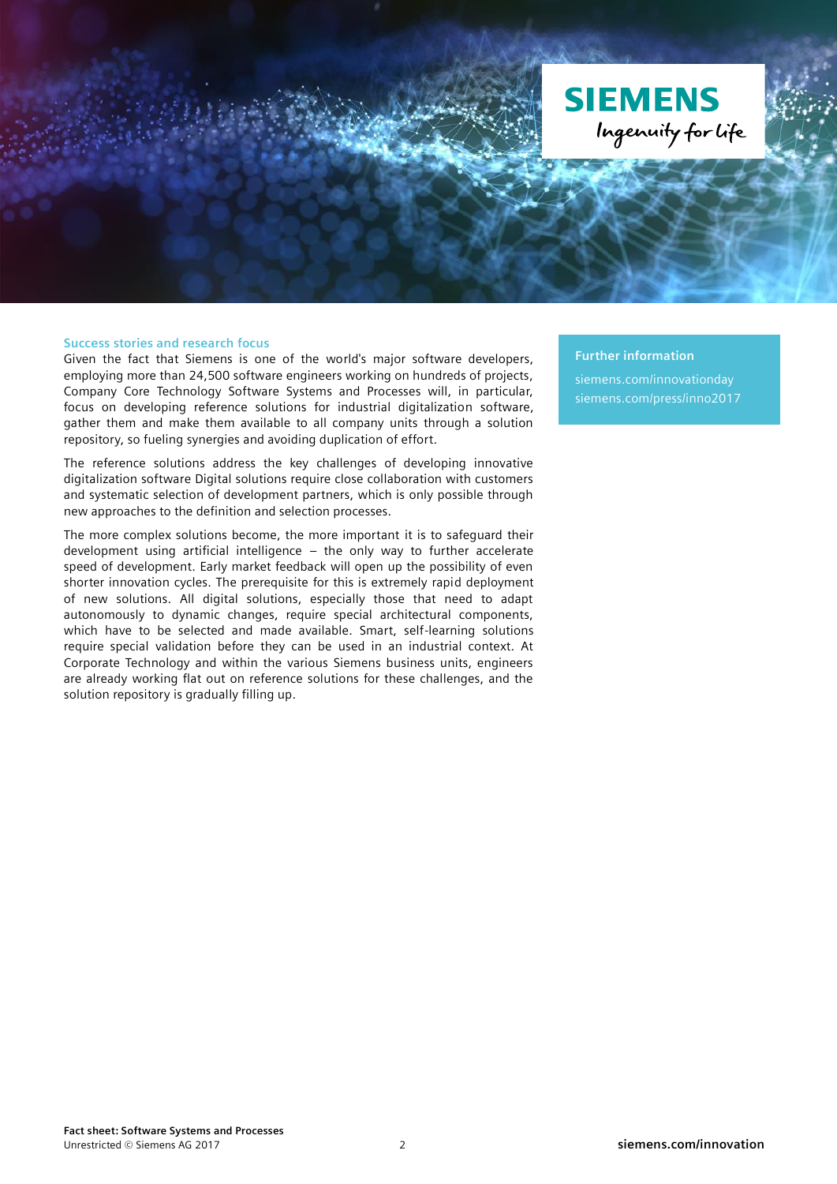### Success stories and research focus

Given the fact that Siemens is one of the world's major software developers, employing more than 24,500 software engineers working on hundreds of projects, Company Core Technology Software Systems and Processes will, in particular, focus on developing reference solutions for industrial digitalization software, gather them and make them available to all company units through a solution repository, so fueling synergies and avoiding duplication of effort.

The reference solutions address the key challenges of developing innovative digitalization software Digital solutions require close collaboration with customers and systematic selection of development partners, which is only possible through new approaches to the definition and selection processes.

The more complex solutions become, the more important it is to safeguard their development using artificial intelligence – the only way to further accelerate speed of development. Early market feedback will open up the possibility of even shorter innovation cycles. The prerequisite for this is extremely rapid deployment of new solutions. All digital solutions, especially those that need to adapt autonomously to dynamic changes, require special architectural components, which have to be selected and made available. Smart, self-learning solutions require special validation before they can be used in an industrial context. At Corporate Technology and within the various Siemens business units, engineers are already working flat out on reference solutions for these challenges, and the solution repository is gradually filling up.

### Further information

siemens.com/innovationday
siemens.com/press/inno2017

**Fact sheet: Software Systems and Processes**
Unrestricted © Siemens AG 2017

**siemens.com/innovation**